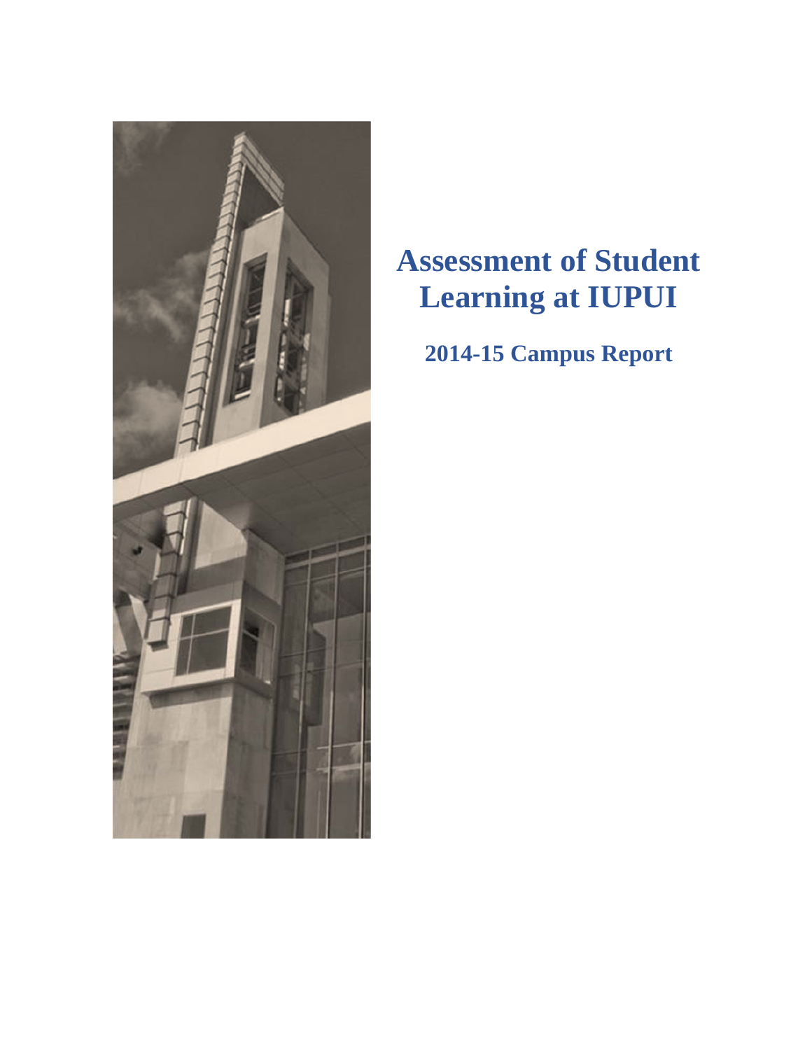# Assessment of Student Learning at IUPUI

## 2014-15 Campus Report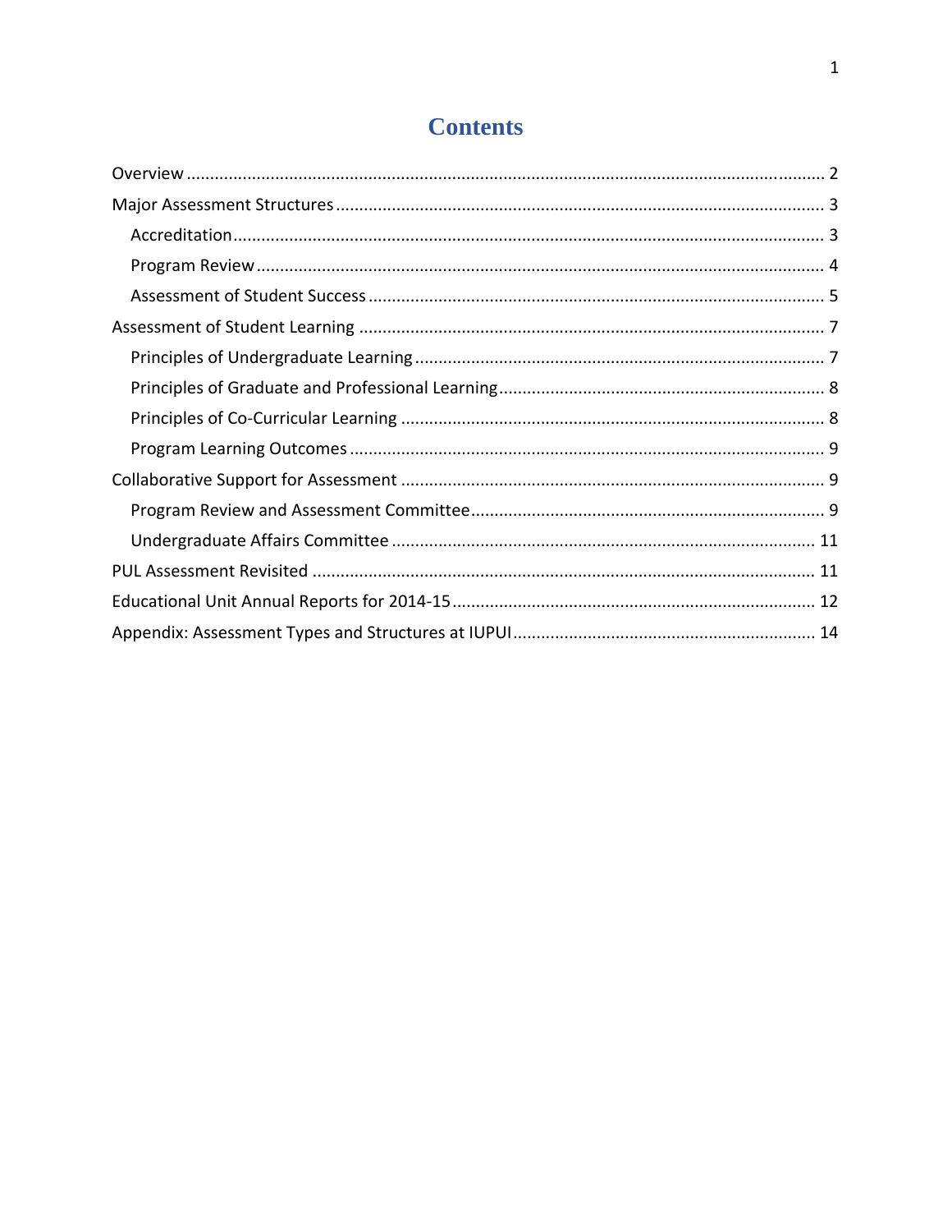# Contents

- Overview ........ 2
- Major Assessment Structures ........ 3
  - Accreditation ........ 3
  - Program Review ........ 4
  - Assessment of Student Success ........ 5
- Assessment of Student Learning ........ 7
  - Principles of Undergraduate Learning ........ 7
  - Principles of Graduate and Professional Learning ........ 8
  - Principles of Co-Curricular Learning ........ 8
  - Program Learning Outcomes ........ 9
- Collaborative Support for Assessment ........ 9
  - Program Review and Assessment Committee ........ 9
  - Undergraduate Affairs Committee ........ 11
- PUL Assessment Revisited ........ 11
- Educational Unit Annual Reports for 2014-15 ........ 12
- Appendix: Assessment Types and Structures at IUPUI ........ 14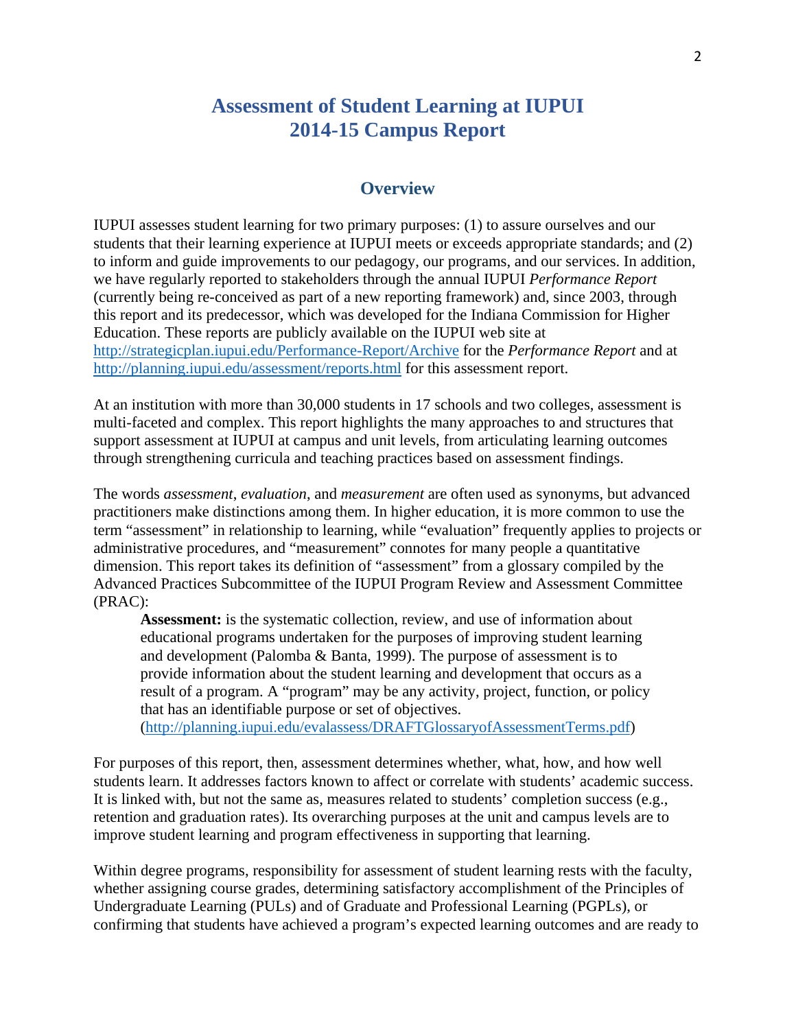# Assessment of Student Learning at IUPUI
# 2014-15 Campus Report

## Overview

IUPUI assesses student learning for two primary purposes: (1) to assure ourselves and our students that their learning experience at IUPUI meets or exceeds appropriate standards; and (2) to inform and guide improvements to our pedagogy, our programs, and our services. In addition, we have regularly reported to stakeholders through the annual IUPUI *Performance Report* (currently being re-conceived as part of a new reporting framework) and, since 2003, through this report and its predecessor, which was developed for the Indiana Commission for Higher Education. These reports are publicly available on the IUPUI web site at http://strategicplan.iupui.edu/Performance-Report/Archive for the *Performance Report* and at http://planning.iupui.edu/assessment/reports.html for this assessment report.

At an institution with more than 30,000 students in 17 schools and two colleges, assessment is multi-faceted and complex. This report highlights the many approaches to and structures that support assessment at IUPUI at campus and unit levels, from articulating learning outcomes through strengthening curricula and teaching practices based on assessment findings.

The words *assessment*, *evaluation*, and *measurement* are often used as synonyms, but advanced practitioners make distinctions among them. In higher education, it is more common to use the term "assessment" in relationship to learning, while "evaluation" frequently applies to projects or administrative procedures, and "measurement" connotes for many people a quantitative dimension. This report takes its definition of "assessment" from a glossary compiled by the Advanced Practices Subcommittee of the IUPUI Program Review and Assessment Committee (PRAC):

> **Assessment:** is the systematic collection, review, and use of information about educational programs undertaken for the purposes of improving student learning and development (Palomba & Banta, 1999). The purpose of assessment is to provide information about the student learning and development that occurs as a result of a program. A "program" may be any activity, project, function, or policy that has an identifiable purpose or set of objectives. (http://planning.iupui.edu/evalassess/DRAFTGlossaryofAssessmentTerms.pdf)

For purposes of this report, then, assessment determines whether, what, how, and how well students learn. It addresses factors known to affect or correlate with students' academic success. It is linked with, but not the same as, measures related to students' completion success (e.g., retention and graduation rates). Its overarching purposes at the unit and campus levels are to improve student learning and program effectiveness in supporting that learning.

Within degree programs, responsibility for assessment of student learning rests with the faculty, whether assigning course grades, determining satisfactory accomplishment of the Principles of Undergraduate Learning (PULs) and of Graduate and Professional Learning (PGPLs), or confirming that students have achieved a program's expected learning outcomes and are ready to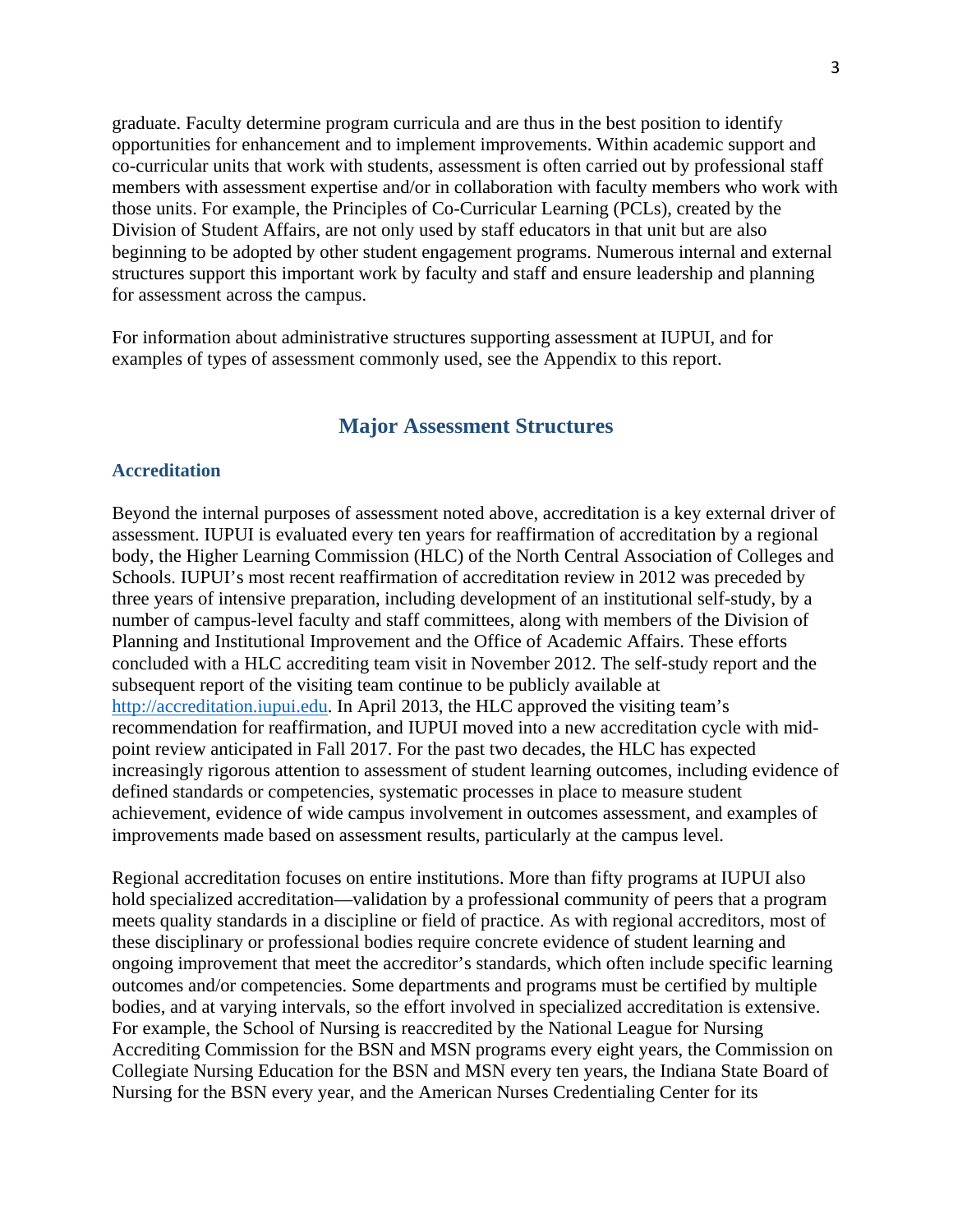graduate. Faculty determine program curricula and are thus in the best position to identify opportunities for enhancement and to implement improvements. Within academic support and co-curricular units that work with students, assessment is often carried out by professional staff members with assessment expertise and/or in collaboration with faculty members who work with those units. For example, the Principles of Co-Curricular Learning (PCLs), created by the Division of Student Affairs, are not only used by staff educators in that unit but are also beginning to be adopted by other student engagement programs. Numerous internal and external structures support this important work by faculty and staff and ensure leadership and planning for assessment across the campus.

For information about administrative structures supporting assessment at IUPUI, and for examples of types of assessment commonly used, see the Appendix to this report.

## Major Assessment Structures

### Accreditation

Beyond the internal purposes of assessment noted above, accreditation is a key external driver of assessment. IUPUI is evaluated every ten years for reaffirmation of accreditation by a regional body, the Higher Learning Commission (HLC) of the North Central Association of Colleges and Schools. IUPUI's most recent reaffirmation of accreditation review in 2012 was preceded by three years of intensive preparation, including development of an institutional self-study, by a number of campus-level faculty and staff committees, along with members of the Division of Planning and Institutional Improvement and the Office of Academic Affairs. These efforts concluded with a HLC accrediting team visit in November 2012. The self-study report and the subsequent report of the visiting team continue to be publicly available at [http://accreditation.iupui.edu](http://accreditation.iupui.edu). In April 2013, the HLC approved the visiting team's recommendation for reaffirmation, and IUPUI moved into a new accreditation cycle with mid-point review anticipated in Fall 2017. For the past two decades, the HLC has expected increasingly rigorous attention to assessment of student learning outcomes, including evidence of defined standards or competencies, systematic processes in place to measure student achievement, evidence of wide campus involvement in outcomes assessment, and examples of improvements made based on assessment results, particularly at the campus level.

Regional accreditation focuses on entire institutions. More than fifty programs at IUPUI also hold specialized accreditation—validation by a professional community of peers that a program meets quality standards in a discipline or field of practice. As with regional accreditors, most of these disciplinary or professional bodies require concrete evidence of student learning and ongoing improvement that meet the accreditor's standards, which often include specific learning outcomes and/or competencies. Some departments and programs must be certified by multiple bodies, and at varying intervals, so the effort involved in specialized accreditation is extensive. For example, the School of Nursing is reaccredited by the National League for Nursing Accrediting Commission for the BSN and MSN programs every eight years, the Commission on Collegiate Nursing Education for the BSN and MSN every ten years, the Indiana State Board of Nursing for the BSN every year, and the American Nurses Credentialing Center for its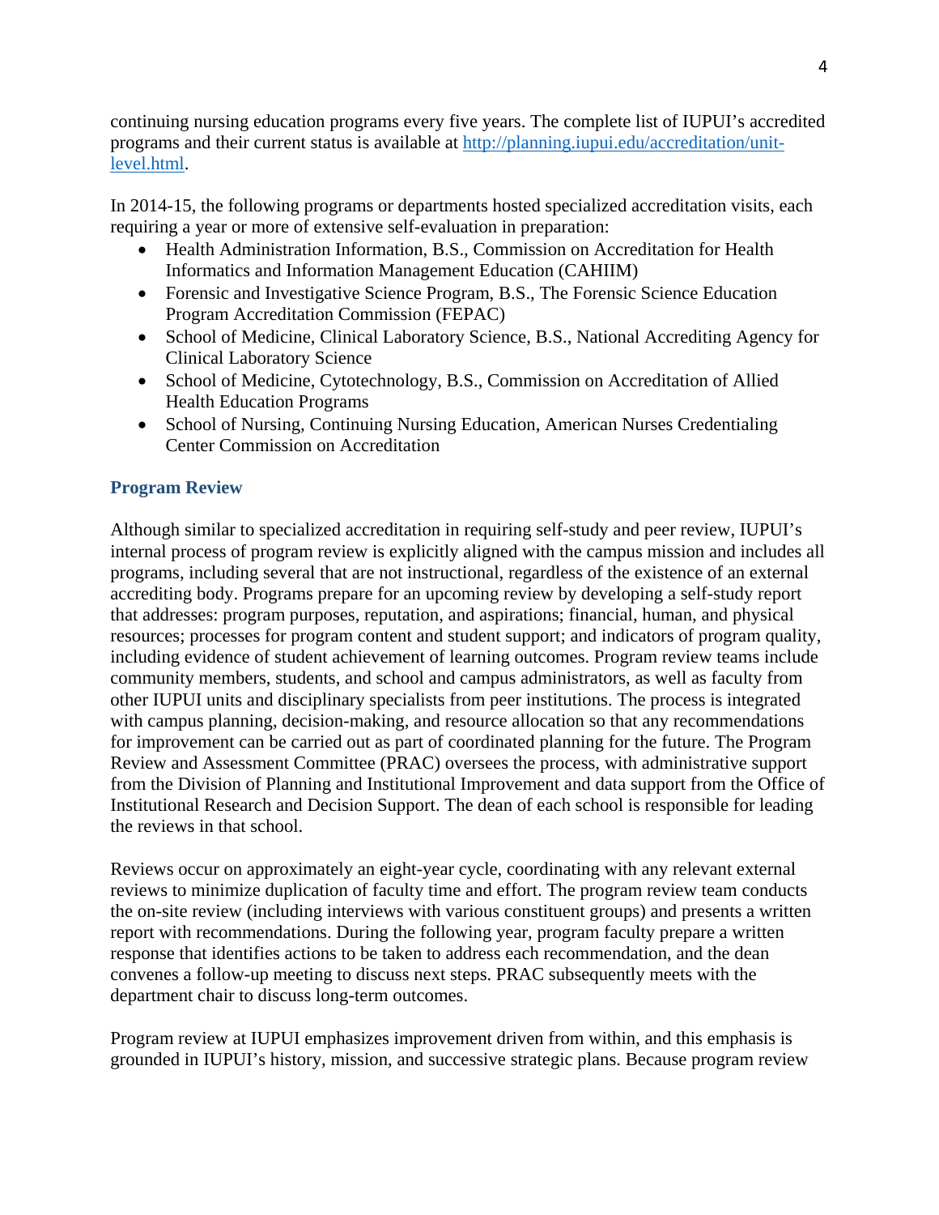continuing nursing education programs every five years. The complete list of IUPUI's accredited programs and their current status is available at [http://planning.iupui.edu/accreditation/unit-level.html](http://planning.iupui.edu/accreditation/unit-level.html).

In 2014-15, the following programs or departments hosted specialized accreditation visits, each requiring a year or more of extensive self-evaluation in preparation:

- Health Administration Information, B.S., Commission on Accreditation for Health Informatics and Information Management Education (CAHIIM)
- Forensic and Investigative Science Program, B.S., The Forensic Science Education Program Accreditation Commission (FEPAC)
- School of Medicine, Clinical Laboratory Science, B.S., National Accrediting Agency for Clinical Laboratory Science
- School of Medicine, Cytotechnology, B.S., Commission on Accreditation of Allied Health Education Programs
- School of Nursing, Continuing Nursing Education, American Nurses Credentialing Center Commission on Accreditation

### Program Review

Although similar to specialized accreditation in requiring self-study and peer review, IUPUI's internal process of program review is explicitly aligned with the campus mission and includes all programs, including several that are not instructional, regardless of the existence of an external accrediting body. Programs prepare for an upcoming review by developing a self-study report that addresses: program purposes, reputation, and aspirations; financial, human, and physical resources; processes for program content and student support; and indicators of program quality, including evidence of student achievement of learning outcomes. Program review teams include community members, students, and school and campus administrators, as well as faculty from other IUPUI units and disciplinary specialists from peer institutions. The process is integrated with campus planning, decision-making, and resource allocation so that any recommendations for improvement can be carried out as part of coordinated planning for the future. The Program Review and Assessment Committee (PRAC) oversees the process, with administrative support from the Division of Planning and Institutional Improvement and data support from the Office of Institutional Research and Decision Support. The dean of each school is responsible for leading the reviews in that school.

Reviews occur on approximately an eight-year cycle, coordinating with any relevant external reviews to minimize duplication of faculty time and effort. The program review team conducts the on-site review (including interviews with various constituent groups) and presents a written report with recommendations. During the following year, program faculty prepare a written response that identifies actions to be taken to address each recommendation, and the dean convenes a follow-up meeting to discuss next steps. PRAC subsequently meets with the department chair to discuss long-term outcomes.

Program review at IUPUI emphasizes improvement driven from within, and this emphasis is grounded in IUPUI's history, mission, and successive strategic plans. Because program review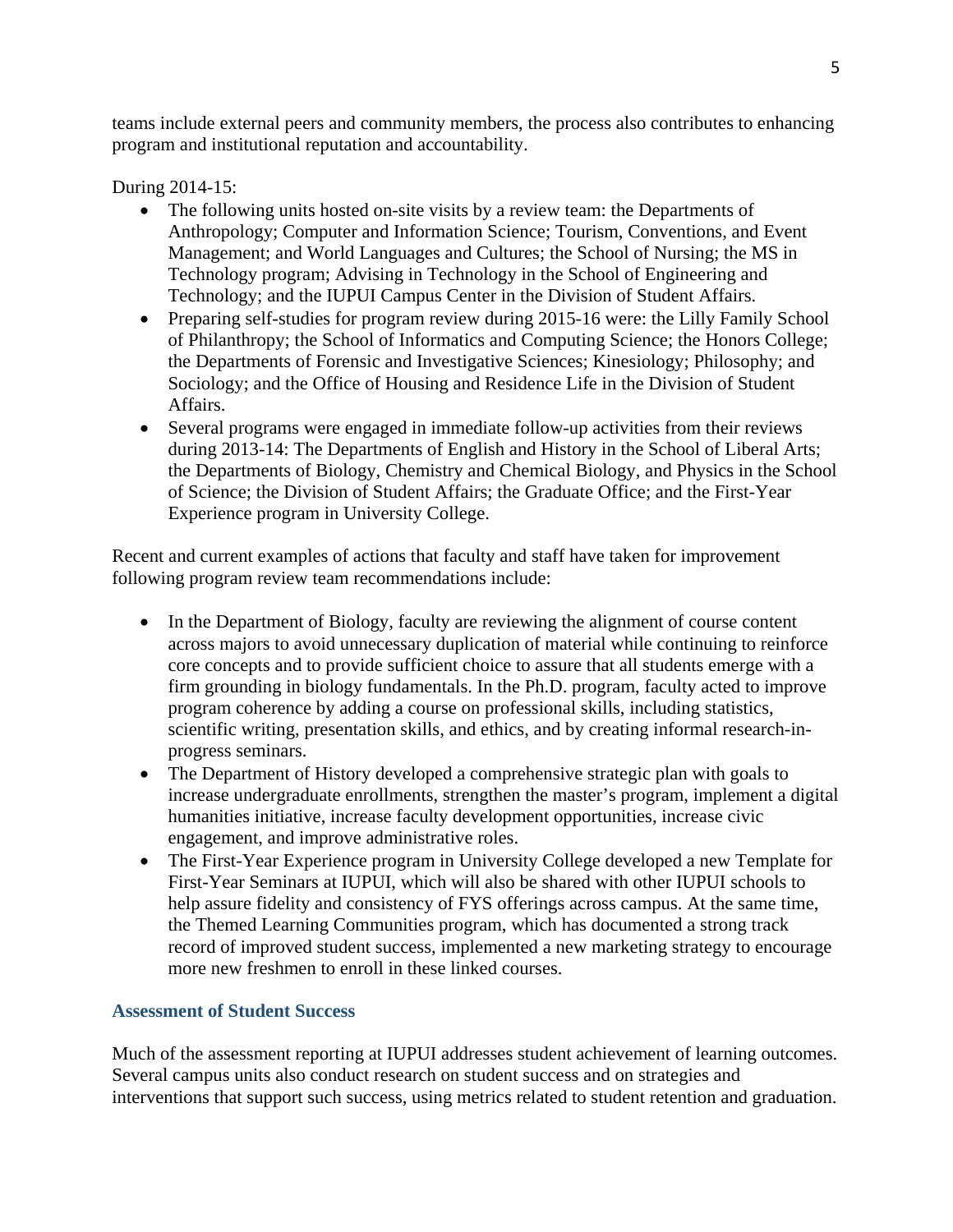teams include external peers and community members, the process also contributes to enhancing program and institutional reputation and accountability.

During 2014-15:

- The following units hosted on-site visits by a review team: the Departments of Anthropology; Computer and Information Science; Tourism, Conventions, and Event Management; and World Languages and Cultures; the School of Nursing; the MS in Technology program; Advising in Technology in the School of Engineering and Technology; and the IUPUI Campus Center in the Division of Student Affairs.
- Preparing self-studies for program review during 2015-16 were: the Lilly Family School of Philanthropy; the School of Informatics and Computing Science; the Honors College; the Departments of Forensic and Investigative Sciences; Kinesiology; Philosophy; and Sociology; and the Office of Housing and Residence Life in the Division of Student Affairs.
- Several programs were engaged in immediate follow-up activities from their reviews during 2013-14: The Departments of English and History in the School of Liberal Arts; the Departments of Biology, Chemistry and Chemical Biology, and Physics in the School of Science; the Division of Student Affairs; the Graduate Office; and the First-Year Experience program in University College.

Recent and current examples of actions that faculty and staff have taken for improvement following program review team recommendations include:

- In the Department of Biology, faculty are reviewing the alignment of course content across majors to avoid unnecessary duplication of material while continuing to reinforce core concepts and to provide sufficient choice to assure that all students emerge with a firm grounding in biology fundamentals. In the Ph.D. program, faculty acted to improve program coherence by adding a course on professional skills, including statistics, scientific writing, presentation skills, and ethics, and by creating informal research-in-progress seminars.
- The Department of History developed a comprehensive strategic plan with goals to increase undergraduate enrollments, strengthen the master's program, implement a digital humanities initiative, increase faculty development opportunities, increase civic engagement, and improve administrative roles.
- The First-Year Experience program in University College developed a new Template for First-Year Seminars at IUPUI, which will also be shared with other IUPUI schools to help assure fidelity and consistency of FYS offerings across campus. At the same time, the Themed Learning Communities program, which has documented a strong track record of improved student success, implemented a new marketing strategy to encourage more new freshmen to enroll in these linked courses.

### Assessment of Student Success

Much of the assessment reporting at IUPUI addresses student achievement of learning outcomes. Several campus units also conduct research on student success and on strategies and interventions that support such success, using metrics related to student retention and graduation.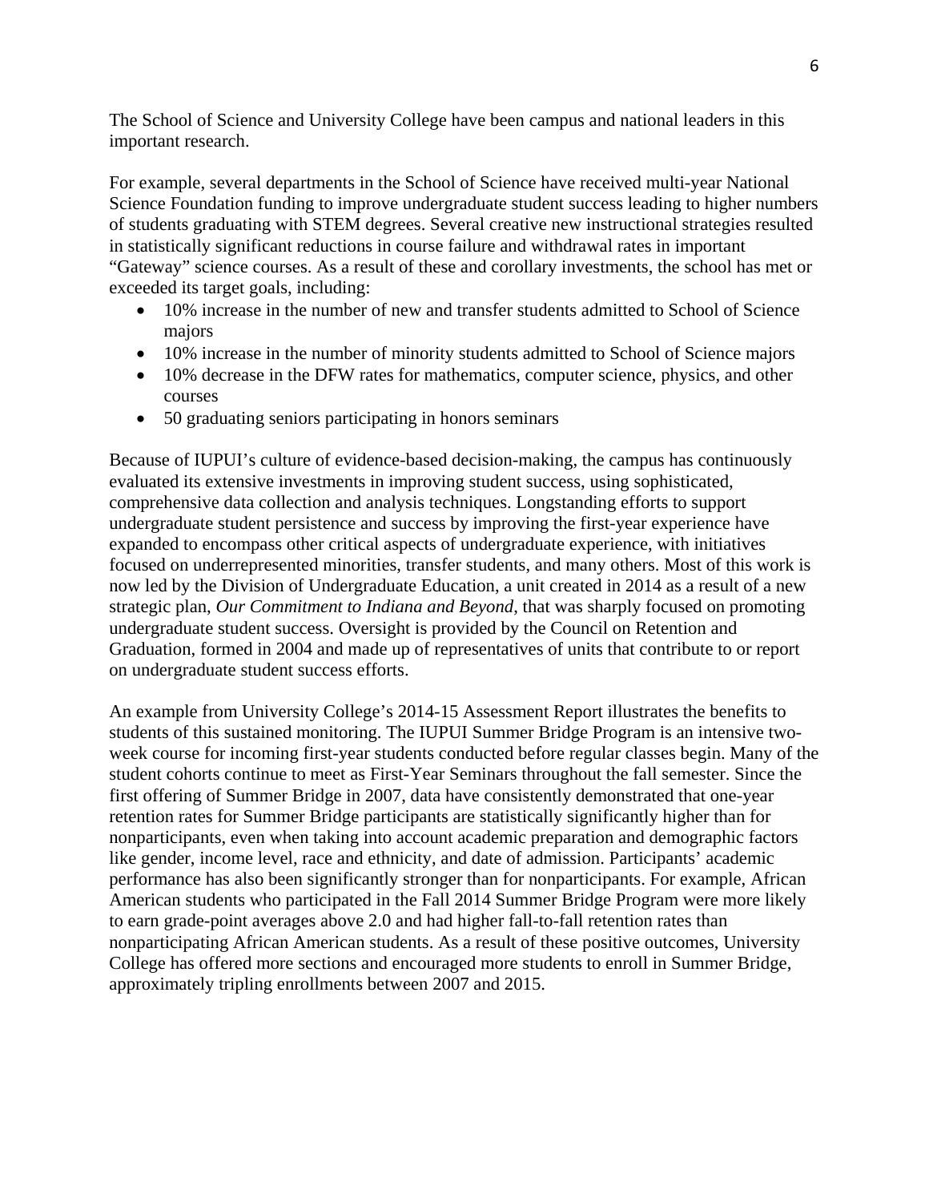The School of Science and University College have been campus and national leaders in this important research.

For example, several departments in the School of Science have received multi-year National Science Foundation funding to improve undergraduate student success leading to higher numbers of students graduating with STEM degrees. Several creative new instructional strategies resulted in statistically significant reductions in course failure and withdrawal rates in important "Gateway" science courses. As a result of these and corollary investments, the school has met or exceeded its target goals, including:

- 10% increase in the number of new and transfer students admitted to School of Science majors
- 10% increase in the number of minority students admitted to School of Science majors
- 10% decrease in the DFW rates for mathematics, computer science, physics, and other courses
- 50 graduating seniors participating in honors seminars

Because of IUPUI's culture of evidence-based decision-making, the campus has continuously evaluated its extensive investments in improving student success, using sophisticated, comprehensive data collection and analysis techniques. Longstanding efforts to support undergraduate student persistence and success by improving the first-year experience have expanded to encompass other critical aspects of undergraduate experience, with initiatives focused on underrepresented minorities, transfer students, and many others. Most of this work is now led by the Division of Undergraduate Education, a unit created in 2014 as a result of a new strategic plan, *Our Commitment to Indiana and Beyond*, that was sharply focused on promoting undergraduate student success. Oversight is provided by the Council on Retention and Graduation, formed in 2004 and made up of representatives of units that contribute to or report on undergraduate student success efforts.

An example from University College's 2014-15 Assessment Report illustrates the benefits to students of this sustained monitoring. The IUPUI Summer Bridge Program is an intensive two-week course for incoming first-year students conducted before regular classes begin. Many of the student cohorts continue to meet as First-Year Seminars throughout the fall semester. Since the first offering of Summer Bridge in 2007, data have consistently demonstrated that one-year retention rates for Summer Bridge participants are statistically significantly higher than for nonparticipants, even when taking into account academic preparation and demographic factors like gender, income level, race and ethnicity, and date of admission. Participants' academic performance has also been significantly stronger than for nonparticipants. For example, African American students who participated in the Fall 2014 Summer Bridge Program were more likely to earn grade-point averages above 2.0 and had higher fall-to-fall retention rates than nonparticipating African American students. As a result of these positive outcomes, University College has offered more sections and encouraged more students to enroll in Summer Bridge, approximately tripling enrollments between 2007 and 2015.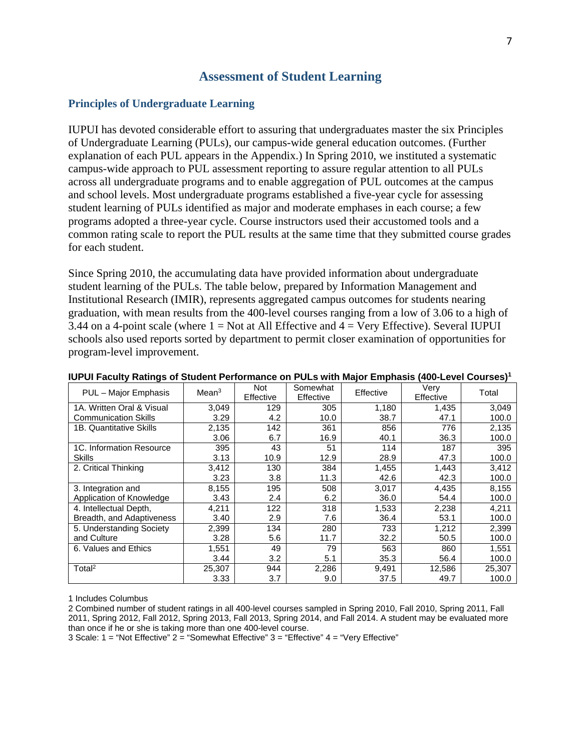## Assessment of Student Learning

### Principles of Undergraduate Learning

IUPUI has devoted considerable effort to assuring that undergraduates master the six Principles of Undergraduate Learning (PULs), our campus-wide general education outcomes. (Further explanation of each PUL appears in the Appendix.) In Spring 2010, we instituted a systematic campus-wide approach to PUL assessment reporting to assure regular attention to all PULs across all undergraduate programs and to enable aggregation of PUL outcomes at the campus and school levels. Most undergraduate programs established a five-year cycle for assessing student learning of PULs identified as major and moderate emphases in each course; a few programs adopted a three-year cycle. Course instructors used their accustomed tools and a common rating scale to report the PUL results at the same time that they submitted course grades for each student.

Since Spring 2010, the accumulating data have provided information about undergraduate student learning of the PULs. The table below, prepared by Information Management and Institutional Research (IMIR), represents aggregated campus outcomes for students nearing graduation, with mean results from the 400-level courses ranging from a low of 3.06 to a high of 3.44 on a 4-point scale (where 1 = Not at All Effective and 4 = Very Effective). Several IUPUI schools also used reports sorted by department to permit closer examination of opportunities for program-level improvement.

**IUPUI Faculty Ratings of Student Performance on PULs with Major Emphasis (400-Level Courses)[1]**

| PUL – Major Emphasis | Mean[3] | Not Effective | Somewhat Effective | Effective | Very Effective | Total |
|---|---|---|---|---|---|---|
| 1A. Written Oral & Visual Communication Skills | 3,049 | 129 | 305 | 1,180 | 1,435 | 3,049 |
| | 3.29 | 4.2 | 10.0 | 38.7 | 47.1 | 100.0 |
| 1B. Quantitative Skills | 2,135 | 142 | 361 | 856 | 776 | 2,135 |
| | 3.06 | 6.7 | 16.9 | 40.1 | 36.3 | 100.0 |
| 1C. Information Resource Skills | 395 | 43 | 51 | 114 | 187 | 395 |
| | 3.13 | 10.9 | 12.9 | 28.9 | 47.3 | 100.0 |
| 2. Critical Thinking | 3,412 | 130 | 384 | 1,455 | 1,443 | 3,412 |
| | 3.23 | 3.8 | 11.3 | 42.6 | 42.3 | 100.0 |
| 3. Integration and Application of Knowledge | 8,155 | 195 | 508 | 3,017 | 4,435 | 8,155 |
| | 3.43 | 2.4 | 6.2 | 36.0 | 54.4 | 100.0 |
| 4. Intellectual Depth, Breadth, and Adaptiveness | 4,211 | 122 | 318 | 1,533 | 2,238 | 4,211 |
| | 3.40 | 2.9 | 7.6 | 36.4 | 53.1 | 100.0 |
| 5. Understanding Society and Culture | 2,399 | 134 | 280 | 733 | 1,212 | 2,399 |
| | 3.28 | 5.6 | 11.7 | 32.2 | 50.5 | 100.0 |
| 6. Values and Ethics | 1,551 | 49 | 79 | 563 | 860 | 1,551 |
| | 3.44 | 3.2 | 5.1 | 35.3 | 56.4 | 100.0 |
| Total[2] | 25,307 | 944 | 2,286 | 9,491 | 12,586 | 25,307 |
| | 3.33 | 3.7 | 9.0 | 37.5 | 49.7 | 100.0 |

1 Includes Columbus

2 Combined number of student ratings in all 400-level courses sampled in Spring 2010, Fall 2010, Spring 2011, Fall 2011, Spring 2012, Fall 2012, Spring 2013, Fall 2013, Spring 2014, and Fall 2014. A student may be evaluated more than once if he or she is taking more than one 400-level course.

3 Scale: 1 = "Not Effective" 2 = "Somewhat Effective" 3 = "Effective" 4 = "Very Effective"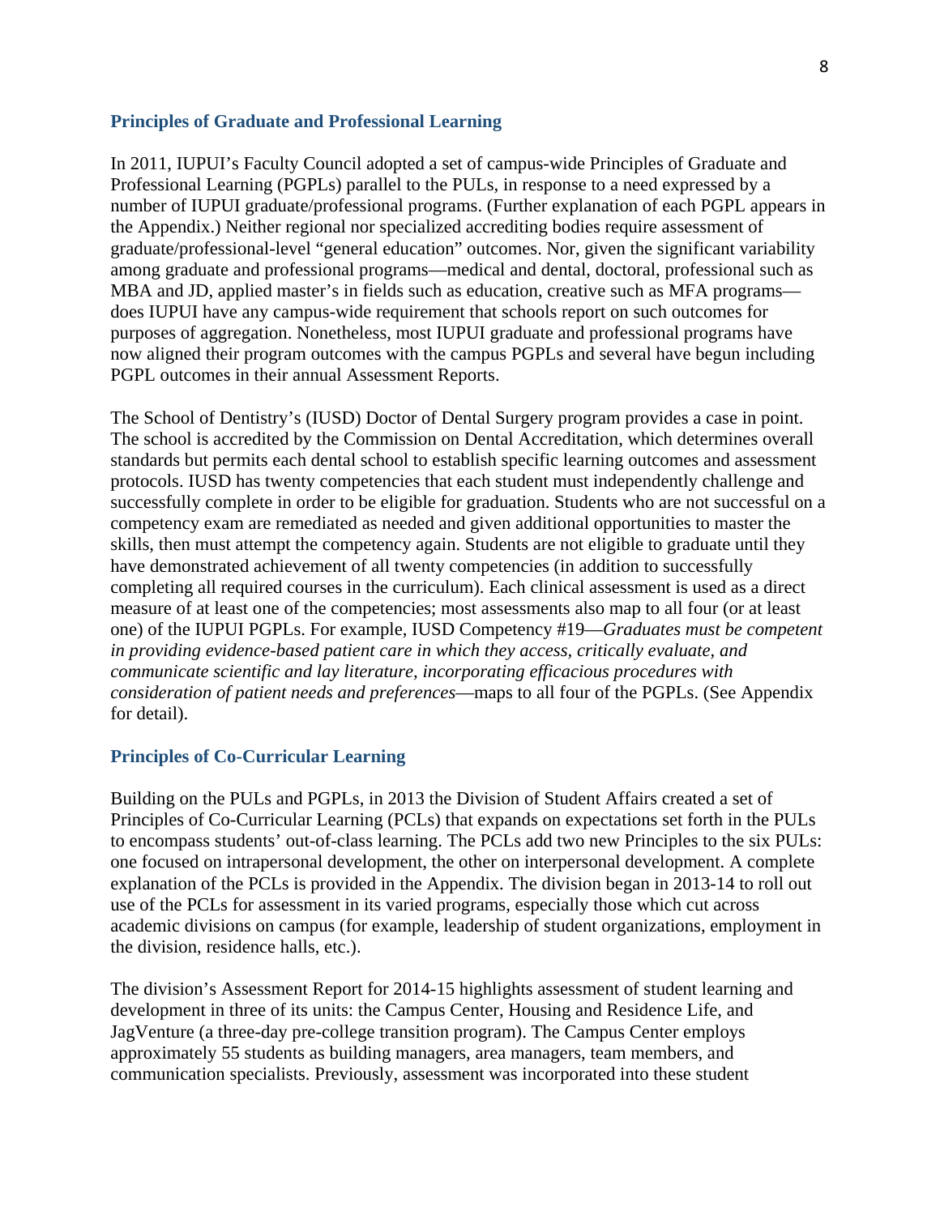## Principles of Graduate and Professional Learning

In 2011, IUPUI's Faculty Council adopted a set of campus-wide Principles of Graduate and Professional Learning (PGPLs) parallel to the PULs, in response to a need expressed by a number of IUPUI graduate/professional programs. (Further explanation of each PGPL appears in the Appendix.) Neither regional nor specialized accrediting bodies require assessment of graduate/professional-level "general education" outcomes. Nor, given the significant variability among graduate and professional programs—medical and dental, doctoral, professional such as MBA and JD, applied master's in fields such as education, creative such as MFA programs—does IUPUI have any campus-wide requirement that schools report on such outcomes for purposes of aggregation. Nonetheless, most IUPUI graduate and professional programs have now aligned their program outcomes with the campus PGPLs and several have begun including PGPL outcomes in their annual Assessment Reports.

The School of Dentistry's (IUSD) Doctor of Dental Surgery program provides a case in point. The school is accredited by the Commission on Dental Accreditation, which determines overall standards but permits each dental school to establish specific learning outcomes and assessment protocols. IUSD has twenty competencies that each student must independently challenge and successfully complete in order to be eligible for graduation. Students who are not successful on a competency exam are remediated as needed and given additional opportunities to master the skills, then must attempt the competency again. Students are not eligible to graduate until they have demonstrated achievement of all twenty competencies (in addition to successfully completing all required courses in the curriculum). Each clinical assessment is used as a direct measure of at least one of the competencies; most assessments also map to all four (or at least one) of the IUPUI PGPLs. For example, IUSD Competency #19—*Graduates must be competent in providing evidence-based patient care in which they access, critically evaluate, and communicate scientific and lay literature, incorporating efficacious procedures with consideration of patient needs and preferences*—maps to all four of the PGPLs. (See Appendix for detail).

## Principles of Co-Curricular Learning

Building on the PULs and PGPLs, in 2013 the Division of Student Affairs created a set of Principles of Co-Curricular Learning (PCLs) that expands on expectations set forth in the PULs to encompass students' out-of-class learning. The PCLs add two new Principles to the six PULs: one focused on intrapersonal development, the other on interpersonal development. A complete explanation of the PCLs is provided in the Appendix. The division began in 2013-14 to roll out use of the PCLs for assessment in its varied programs, especially those which cut across academic divisions on campus (for example, leadership of student organizations, employment in the division, residence halls, etc.).

The division's Assessment Report for 2014-15 highlights assessment of student learning and development in three of its units: the Campus Center, Housing and Residence Life, and JagVenture (a three-day pre-college transition program). The Campus Center employs approximately 55 students as building managers, area managers, team members, and communication specialists. Previously, assessment was incorporated into these student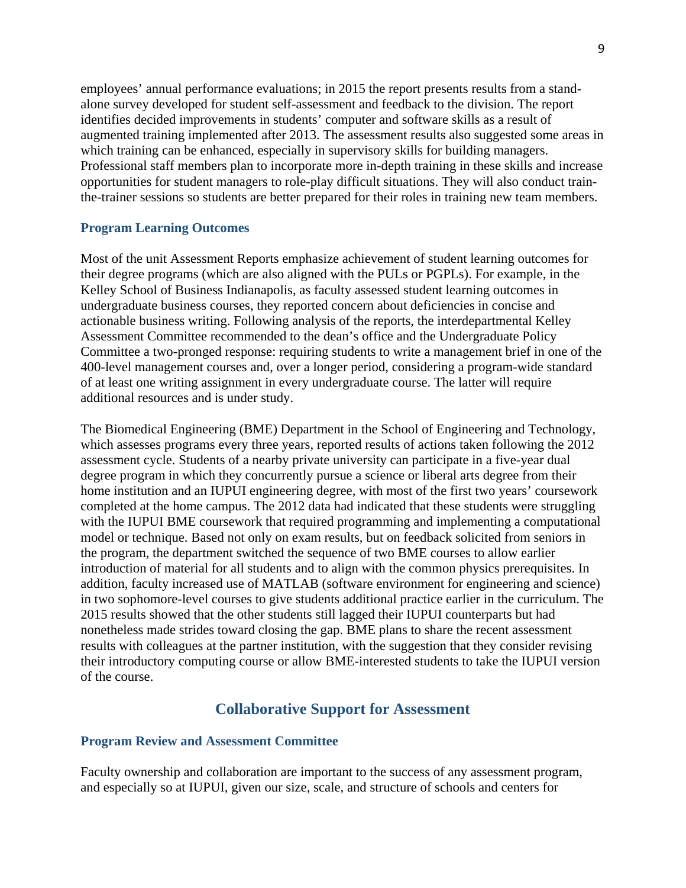employees' annual performance evaluations; in 2015 the report presents results from a stand-alone survey developed for student self-assessment and feedback to the division. The report identifies decided improvements in students' computer and software skills as a result of augmented training implemented after 2013. The assessment results also suggested some areas in which training can be enhanced, especially in supervisory skills for building managers. Professional staff members plan to incorporate more in-depth training in these skills and increase opportunities for student managers to role-play difficult situations. They will also conduct train-the-trainer sessions so students are better prepared for their roles in training new team members.

### Program Learning Outcomes

Most of the unit Assessment Reports emphasize achievement of student learning outcomes for their degree programs (which are also aligned with the PULs or PGPLs). For example, in the Kelley School of Business Indianapolis, as faculty assessed student learning outcomes in undergraduate business courses, they reported concern about deficiencies in concise and actionable business writing. Following analysis of the reports, the interdepartmental Kelley Assessment Committee recommended to the dean's office and the Undergraduate Policy Committee a two-pronged response: requiring students to write a management brief in one of the 400-level management courses and, over a longer period, considering a program-wide standard of at least one writing assignment in every undergraduate course. The latter will require additional resources and is under study.

The Biomedical Engineering (BME) Department in the School of Engineering and Technology, which assesses programs every three years, reported results of actions taken following the 2012 assessment cycle. Students of a nearby private university can participate in a five-year dual degree program in which they concurrently pursue a science or liberal arts degree from their home institution and an IUPUI engineering degree, with most of the first two years' coursework completed at the home campus. The 2012 data had indicated that these students were struggling with the IUPUI BME coursework that required programming and implementing a computational model or technique. Based not only on exam results, but on feedback solicited from seniors in the program, the department switched the sequence of two BME courses to allow earlier introduction of material for all students and to align with the common physics prerequisites. In addition, faculty increased use of MATLAB (software environment for engineering and science) in two sophomore-level courses to give students additional practice earlier in the curriculum. The 2015 results showed that the other students still lagged their IUPUI counterparts but had nonetheless made strides toward closing the gap. BME plans to share the recent assessment results with colleagues at the partner institution, with the suggestion that they consider revising their introductory computing course or allow BME-interested students to take the IUPUI version of the course.

## Collaborative Support for Assessment

### Program Review and Assessment Committee

Faculty ownership and collaboration are important to the success of any assessment program, and especially so at IUPUI, given our size, scale, and structure of schools and centers for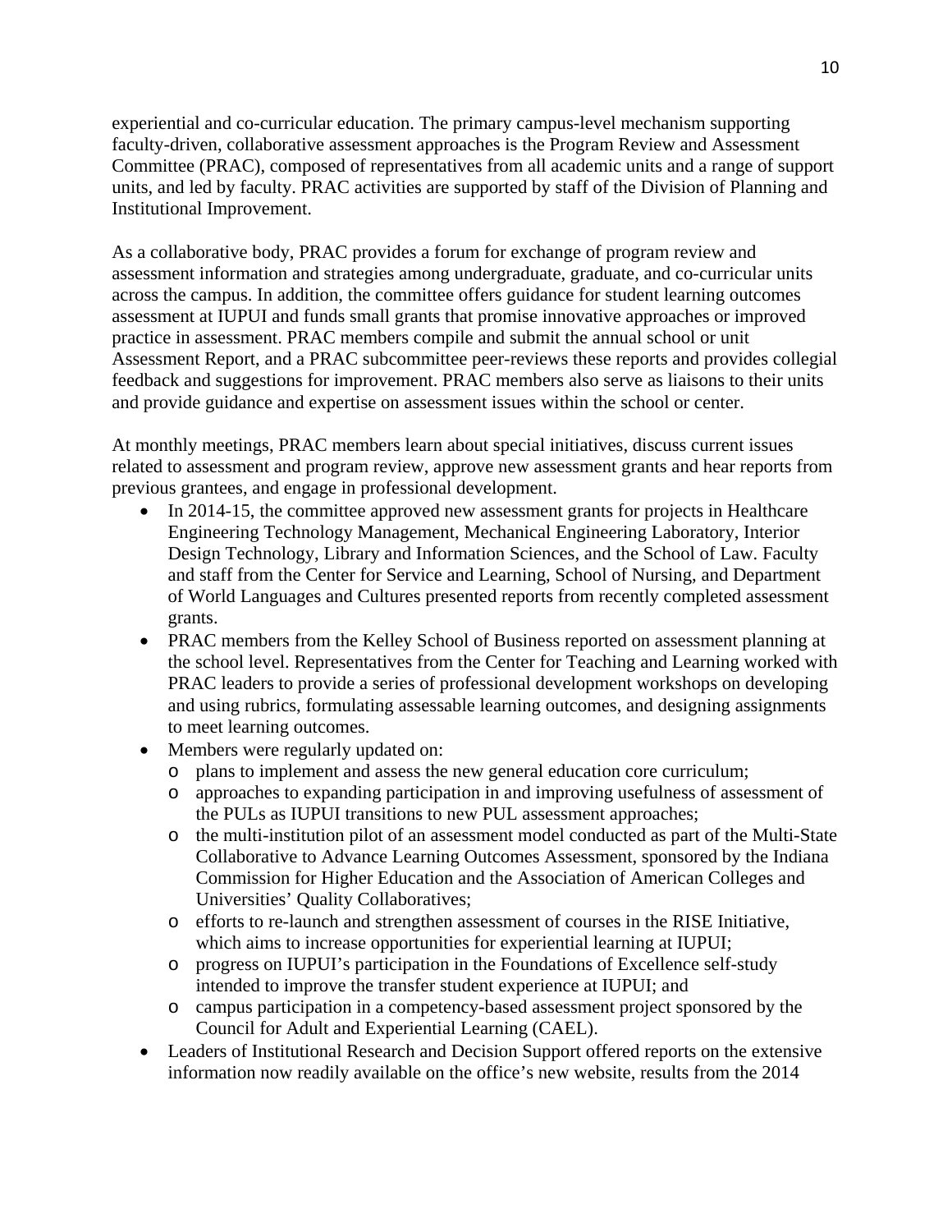experiential and co-curricular education. The primary campus-level mechanism supporting faculty-driven, collaborative assessment approaches is the Program Review and Assessment Committee (PRAC), composed of representatives from all academic units and a range of support units, and led by faculty. PRAC activities are supported by staff of the Division of Planning and Institutional Improvement.

As a collaborative body, PRAC provides a forum for exchange of program review and assessment information and strategies among undergraduate, graduate, and co-curricular units across the campus. In addition, the committee offers guidance for student learning outcomes assessment at IUPUI and funds small grants that promise innovative approaches or improved practice in assessment. PRAC members compile and submit the annual school or unit Assessment Report, and a PRAC subcommittee peer-reviews these reports and provides collegial feedback and suggestions for improvement. PRAC members also serve as liaisons to their units and provide guidance and expertise on assessment issues within the school or center.

At monthly meetings, PRAC members learn about special initiatives, discuss current issues related to assessment and program review, approve new assessment grants and hear reports from previous grantees, and engage in professional development.

- In 2014-15, the committee approved new assessment grants for projects in Healthcare Engineering Technology Management, Mechanical Engineering Laboratory, Interior Design Technology, Library and Information Sciences, and the School of Law. Faculty and staff from the Center for Service and Learning, School of Nursing, and Department of World Languages and Cultures presented reports from recently completed assessment grants.
- PRAC members from the Kelley School of Business reported on assessment planning at the school level. Representatives from the Center for Teaching and Learning worked with PRAC leaders to provide a series of professional development workshops on developing and using rubrics, formulating assessable learning outcomes, and designing assignments to meet learning outcomes.
- Members were regularly updated on:
  - plans to implement and assess the new general education core curriculum;
  - approaches to expanding participation in and improving usefulness of assessment of the PULs as IUPUI transitions to new PUL assessment approaches;
  - the multi-institution pilot of an assessment model conducted as part of the Multi-State Collaborative to Advance Learning Outcomes Assessment, sponsored by the Indiana Commission for Higher Education and the Association of American Colleges and Universities' Quality Collaboratives;
  - efforts to re-launch and strengthen assessment of courses in the RISE Initiative, which aims to increase opportunities for experiential learning at IUPUI;
  - progress on IUPUI's participation in the Foundations of Excellence self-study intended to improve the transfer student experience at IUPUI; and
  - campus participation in a competency-based assessment project sponsored by the Council for Adult and Experiential Learning (CAEL).
- Leaders of Institutional Research and Decision Support offered reports on the extensive information now readily available on the office's new website, results from the 2014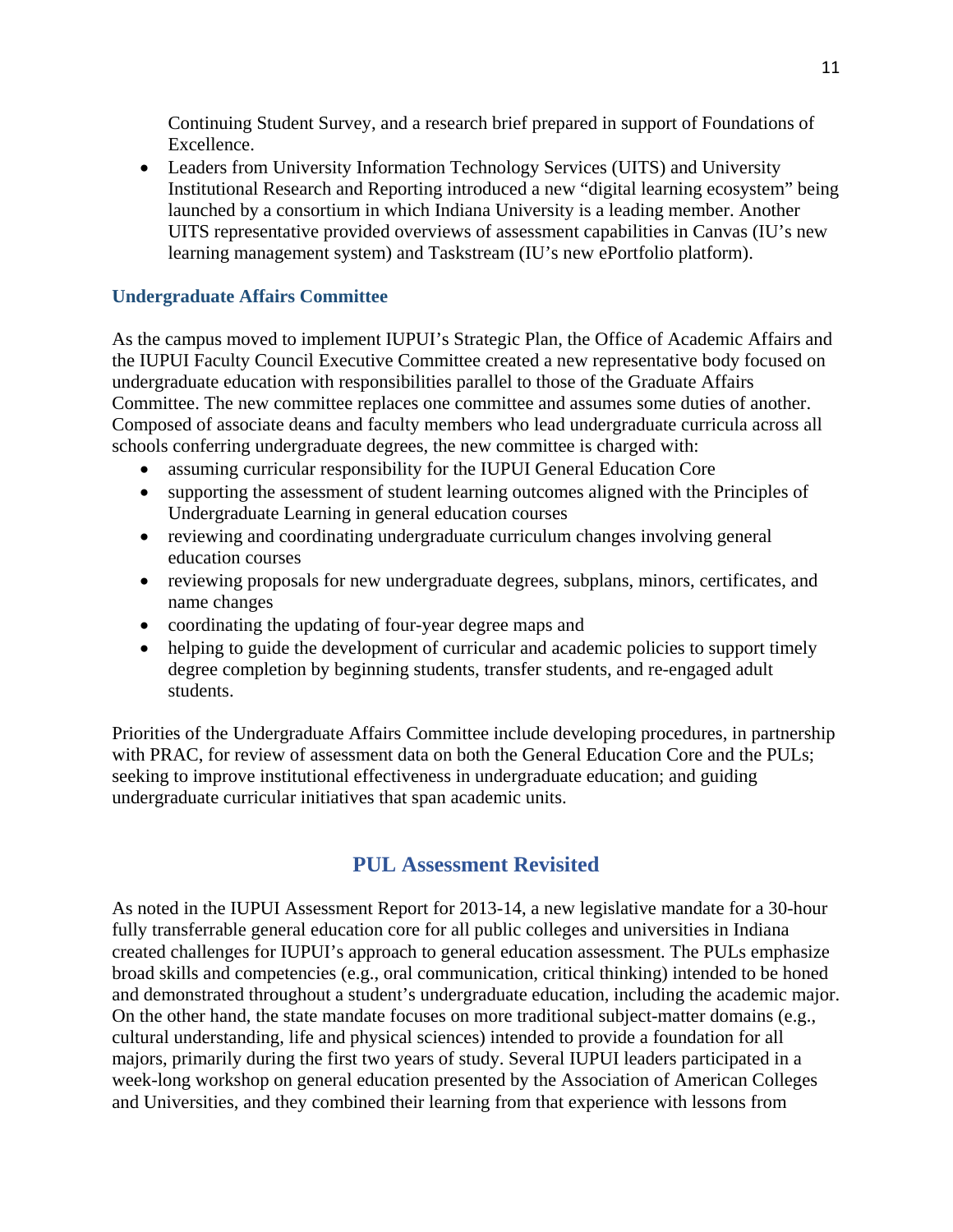Continuing Student Survey, and a research brief prepared in support of Foundations of Excellence.

- Leaders from University Information Technology Services (UITS) and University Institutional Research and Reporting introduced a new "digital learning ecosystem" being launched by a consortium in which Indiana University is a leading member. Another UITS representative provided overviews of assessment capabilities in Canvas (IU's new learning management system) and Taskstream (IU's new ePortfolio platform).

### Undergraduate Affairs Committee

As the campus moved to implement IUPUI's Strategic Plan, the Office of Academic Affairs and the IUPUI Faculty Council Executive Committee created a new representative body focused on undergraduate education with responsibilities parallel to those of the Graduate Affairs Committee. The new committee replaces one committee and assumes some duties of another. Composed of associate deans and faculty members who lead undergraduate curricula across all schools conferring undergraduate degrees, the new committee is charged with:

- assuming curricular responsibility for the IUPUI General Education Core
- supporting the assessment of student learning outcomes aligned with the Principles of Undergraduate Learning in general education courses
- reviewing and coordinating undergraduate curriculum changes involving general education courses
- reviewing proposals for new undergraduate degrees, subplans, minors, certificates, and name changes
- coordinating the updating of four-year degree maps and
- helping to guide the development of curricular and academic policies to support timely degree completion by beginning students, transfer students, and re-engaged adult students.

Priorities of the Undergraduate Affairs Committee include developing procedures, in partnership with PRAC, for review of assessment data on both the General Education Core and the PULs; seeking to improve institutional effectiveness in undergraduate education; and guiding undergraduate curricular initiatives that span academic units.

## PUL Assessment Revisited

As noted in the IUPUI Assessment Report for 2013-14, a new legislative mandate for a 30-hour fully transferrable general education core for all public colleges and universities in Indiana created challenges for IUPUI's approach to general education assessment. The PULs emphasize broad skills and competencies (e.g., oral communication, critical thinking) intended to be honed and demonstrated throughout a student's undergraduate education, including the academic major. On the other hand, the state mandate focuses on more traditional subject-matter domains (e.g., cultural understanding, life and physical sciences) intended to provide a foundation for all majors, primarily during the first two years of study. Several IUPUI leaders participated in a week-long workshop on general education presented by the Association of American Colleges and Universities, and they combined their learning from that experience with lessons from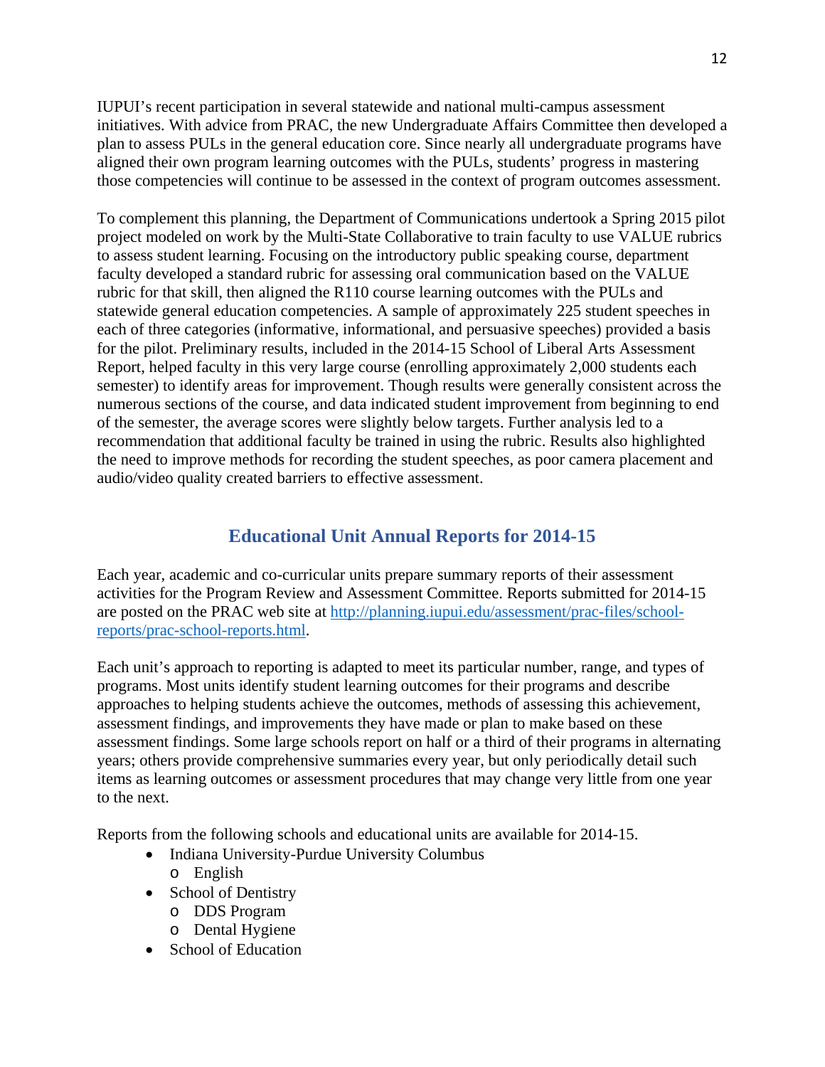IUPUI's recent participation in several statewide and national multi-campus assessment initiatives. With advice from PRAC, the new Undergraduate Affairs Committee then developed a plan to assess PULs in the general education core. Since nearly all undergraduate programs have aligned their own program learning outcomes with the PULs, students' progress in mastering those competencies will continue to be assessed in the context of program outcomes assessment.

To complement this planning, the Department of Communications undertook a Spring 2015 pilot project modeled on work by the Multi-State Collaborative to train faculty to use VALUE rubrics to assess student learning. Focusing on the introductory public speaking course, department faculty developed a standard rubric for assessing oral communication based on the VALUE rubric for that skill, then aligned the R110 course learning outcomes with the PULs and statewide general education competencies. A sample of approximately 225 student speeches in each of three categories (informative, informational, and persuasive speeches) provided a basis for the pilot. Preliminary results, included in the 2014-15 School of Liberal Arts Assessment Report, helped faculty in this very large course (enrolling approximately 2,000 students each semester) to identify areas for improvement. Though results were generally consistent across the numerous sections of the course, and data indicated student improvement from beginning to end of the semester, the average scores were slightly below targets. Further analysis led to a recommendation that additional faculty be trained in using the rubric. Results also highlighted the need to improve methods for recording the student speeches, as poor camera placement and audio/video quality created barriers to effective assessment.

## Educational Unit Annual Reports for 2014-15

Each year, academic and co-curricular units prepare summary reports of their assessment activities for the Program Review and Assessment Committee. Reports submitted for 2014-15 are posted on the PRAC web site at [http://planning.iupui.edu/assessment/prac-files/school-reports/prac-school-reports.html](http://planning.iupui.edu/assessment/prac-files/school-reports/prac-school-reports.html).

Each unit's approach to reporting is adapted to meet its particular number, range, and types of programs. Most units identify student learning outcomes for their programs and describe approaches to helping students achieve the outcomes, methods of assessing this achievement, assessment findings, and improvements they have made or plan to make based on these assessment findings. Some large schools report on half or a third of their programs in alternating years; others provide comprehensive summaries every year, but only periodically detail such items as learning outcomes or assessment procedures that may change very little from one year to the next.

Reports from the following schools and educational units are available for 2014-15.

- Indiana University-Purdue University Columbus
  - English
- School of Dentistry
  - DDS Program
  - Dental Hygiene
- School of Education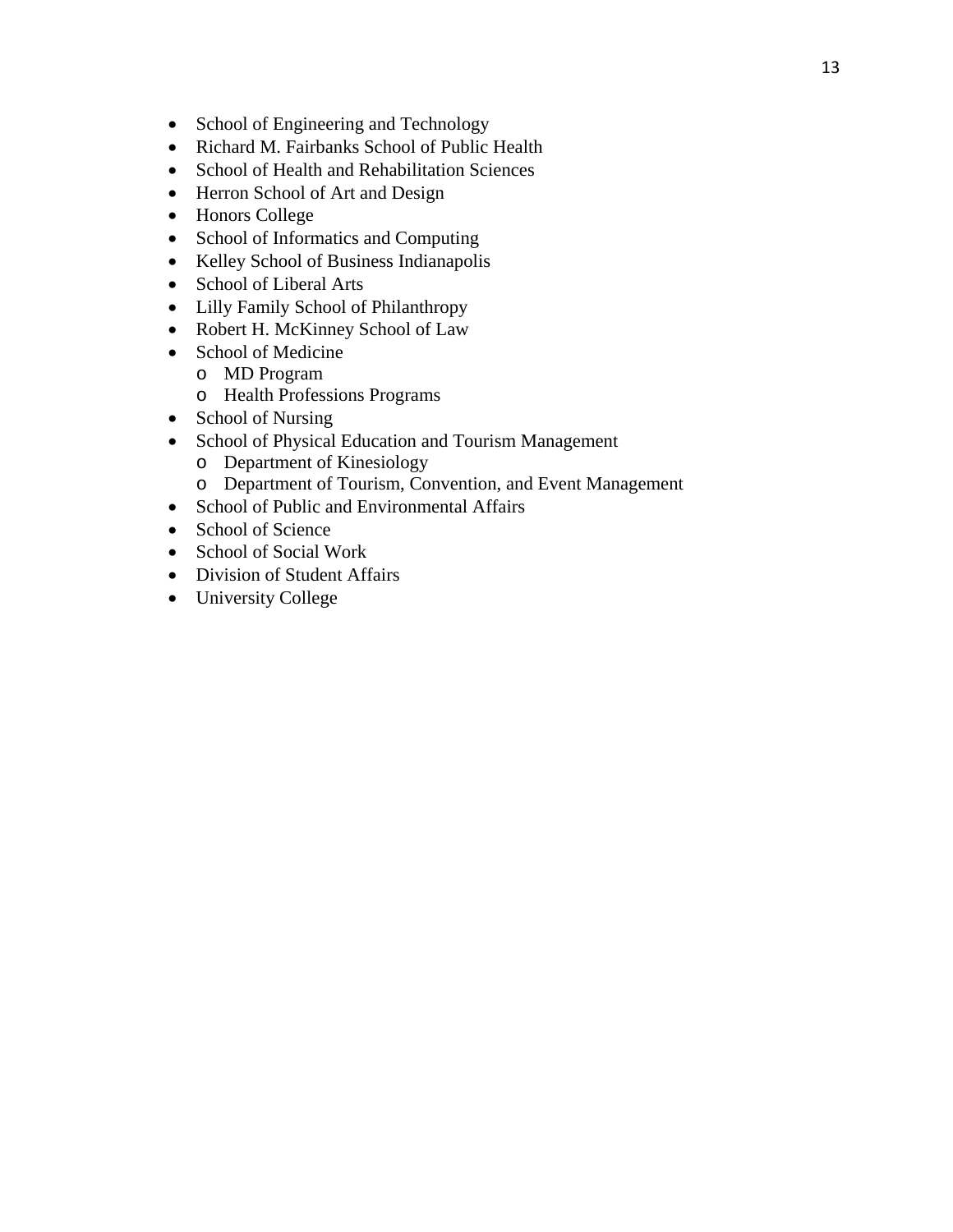- School of Engineering and Technology
- Richard M. Fairbanks School of Public Health
- School of Health and Rehabilitation Sciences
- Herron School of Art and Design
- Honors College
- School of Informatics and Computing
- Kelley School of Business Indianapolis
- School of Liberal Arts
- Lilly Family School of Philanthropy
- Robert H. McKinney School of Law
- School of Medicine
  - MD Program
  - Health Professions Programs
- School of Nursing
- School of Physical Education and Tourism Management
  - Department of Kinesiology
  - Department of Tourism, Convention, and Event Management
- School of Public and Environmental Affairs
- School of Science
- School of Social Work
- Division of Student Affairs
- University College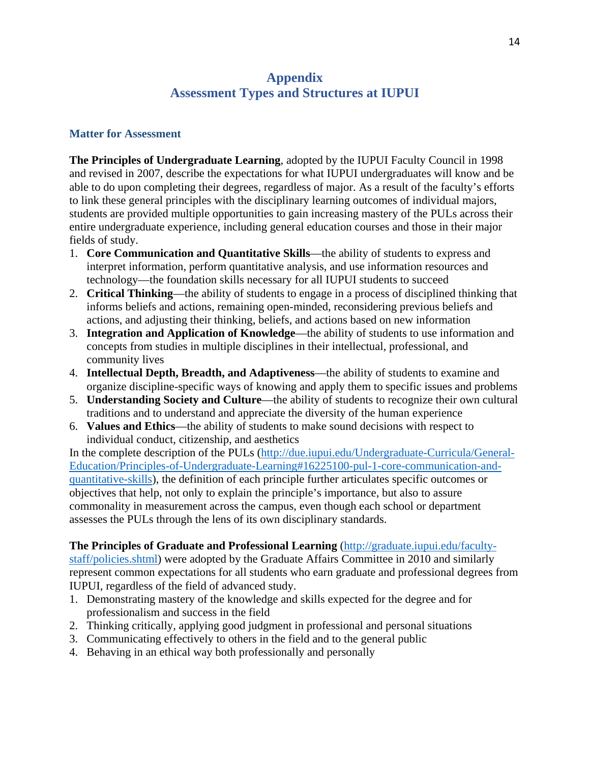# Appendix
# Assessment Types and Structures at IUPUI

## Matter for Assessment

**The Principles of Undergraduate Learning**, adopted by the IUPUI Faculty Council in 1998 and revised in 2007, describe the expectations for what IUPUI undergraduates will know and be able to do upon completing their degrees, regardless of major. As a result of the faculty's efforts to link these general principles with the disciplinary learning outcomes of individual majors, students are provided multiple opportunities to gain increasing mastery of the PULs across their entire undergraduate experience, including general education courses and those in their major fields of study.

1. **Core Communication and Quantitative Skills**—the ability of students to express and interpret information, perform quantitative analysis, and use information resources and technology—the foundation skills necessary for all IUPUI students to succeed
2. **Critical Thinking**—the ability of students to engage in a process of disciplined thinking that informs beliefs and actions, remaining open-minded, reconsidering previous beliefs and actions, and adjusting their thinking, beliefs, and actions based on new information
3. **Integration and Application of Knowledge**—the ability of students to use information and concepts from studies in multiple disciplines in their intellectual, professional, and community lives
4. **Intellectual Depth, Breadth, and Adaptiveness**—the ability of students to examine and organize discipline-specific ways of knowing and apply them to specific issues and problems
5. **Understanding Society and Culture**—the ability of students to recognize their own cultural traditions and to understand and appreciate the diversity of the human experience
6. **Values and Ethics**—the ability of students to make sound decisions with respect to individual conduct, citizenship, and aesthetics

In the complete description of the PULs (http://due.iupui.edu/Undergraduate-Curricula/General-Education/Principles-of-Undergraduate-Learning#16225100-pul-1-core-communication-and-quantitative-skills), the definition of each principle further articulates specific outcomes or objectives that help, not only to explain the principle's importance, but also to assure commonality in measurement across the campus, even though each school or department assesses the PULs through the lens of its own disciplinary standards.

**The Principles of Graduate and Professional Learning** (http://graduate.iupui.edu/faculty-staff/policies.shtml) were adopted by the Graduate Affairs Committee in 2010 and similarly represent common expectations for all students who earn graduate and professional degrees from IUPUI, regardless of the field of advanced study.

1. Demonstrating mastery of the knowledge and skills expected for the degree and for professionalism and success in the field
2. Thinking critically, applying good judgment in professional and personal situations
3. Communicating effectively to others in the field and to the general public
4. Behaving in an ethical way both professionally and personally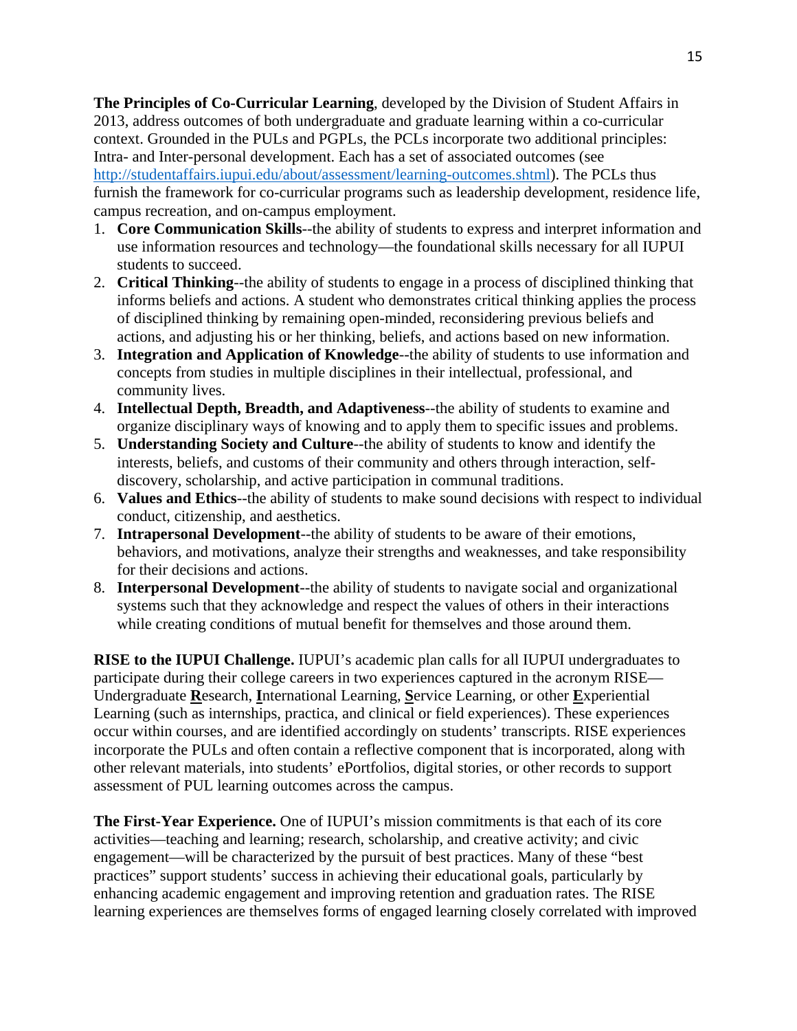**The Principles of Co-Curricular Learning**, developed by the Division of Student Affairs in 2013, address outcomes of both undergraduate and graduate learning within a co-curricular context. Grounded in the PULs and PGPLs, the PCLs incorporate two additional principles: Intra- and Inter-personal development. Each has a set of associated outcomes (see http://studentaffairs.iupui.edu/about/assessment/learning-outcomes.shtml). The PCLs thus furnish the framework for co-curricular programs such as leadership development, residence life, campus recreation, and on-campus employment.

1. **Core Communication Skills**--the ability of students to express and interpret information and use information resources and technology—the foundational skills necessary for all IUPUI students to succeed.
2. **Critical Thinking**--the ability of students to engage in a process of disciplined thinking that informs beliefs and actions. A student who demonstrates critical thinking applies the process of disciplined thinking by remaining open-minded, reconsidering previous beliefs and actions, and adjusting his or her thinking, beliefs, and actions based on new information.
3. **Integration and Application of Knowledge**--the ability of students to use information and concepts from studies in multiple disciplines in their intellectual, professional, and community lives.
4. **Intellectual Depth, Breadth, and Adaptiveness**--the ability of students to examine and organize disciplinary ways of knowing and to apply them to specific issues and problems.
5. **Understanding Society and Culture**--the ability of students to know and identify the interests, beliefs, and customs of their community and others through interaction, self-discovery, scholarship, and active participation in communal traditions.
6. **Values and Ethics**--the ability of students to make sound decisions with respect to individual conduct, citizenship, and aesthetics.
7. **Intrapersonal Development**--the ability of students to be aware of their emotions, behaviors, and motivations, analyze their strengths and weaknesses, and take responsibility for their decisions and actions.
8. **Interpersonal Development**--the ability of students to navigate social and organizational systems such that they acknowledge and respect the values of others in their interactions while creating conditions of mutual benefit for themselves and those around them.

**RISE to the IUPUI Challenge.** IUPUI's academic plan calls for all IUPUI undergraduates to participate during their college careers in two experiences captured in the acronym RISE—Undergraduate **R**esearch, **I**nternational Learning, **S**ervice Learning, or other **E**xperiential Learning (such as internships, practica, and clinical or field experiences). These experiences occur within courses, and are identified accordingly on students' transcripts. RISE experiences incorporate the PULs and often contain a reflective component that is incorporated, along with other relevant materials, into students' ePortfolios, digital stories, or other records to support assessment of PUL learning outcomes across the campus.

**The First-Year Experience.** One of IUPUI's mission commitments is that each of its core activities—teaching and learning; research, scholarship, and creative activity; and civic engagement—will be characterized by the pursuit of best practices. Many of these "best practices" support students' success in achieving their educational goals, particularly by enhancing academic engagement and improving retention and graduation rates. The RISE learning experiences are themselves forms of engaged learning closely correlated with improved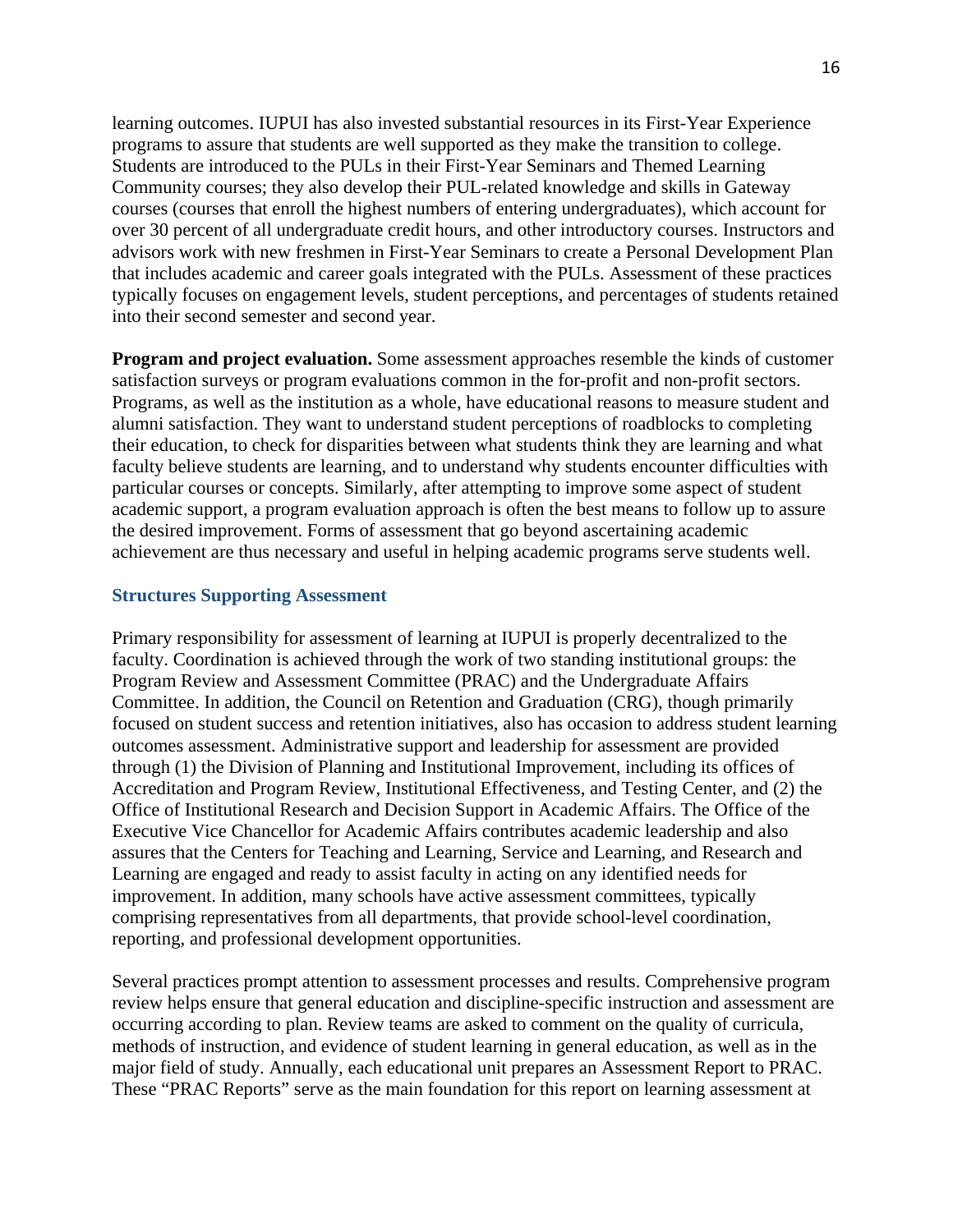learning outcomes. IUPUI has also invested substantial resources in its First-Year Experience programs to assure that students are well supported as they make the transition to college. Students are introduced to the PULs in their First-Year Seminars and Themed Learning Community courses; they also develop their PUL-related knowledge and skills in Gateway courses (courses that enroll the highest numbers of entering undergraduates), which account for over 30 percent of all undergraduate credit hours, and other introductory courses. Instructors and advisors work with new freshmen in First-Year Seminars to create a Personal Development Plan that includes academic and career goals integrated with the PULs. Assessment of these practices typically focuses on engagement levels, student perceptions, and percentages of students retained into their second semester and second year.

**Program and project evaluation.** Some assessment approaches resemble the kinds of customer satisfaction surveys or program evaluations common in the for-profit and non-profit sectors. Programs, as well as the institution as a whole, have educational reasons to measure student and alumni satisfaction. They want to understand student perceptions of roadblocks to completing their education, to check for disparities between what students think they are learning and what faculty believe students are learning, and to understand why students encounter difficulties with particular courses or concepts. Similarly, after attempting to improve some aspect of student academic support, a program evaluation approach is often the best means to follow up to assure the desired improvement. Forms of assessment that go beyond ascertaining academic achievement are thus necessary and useful in helping academic programs serve students well.

### Structures Supporting Assessment

Primary responsibility for assessment of learning at IUPUI is properly decentralized to the faculty. Coordination is achieved through the work of two standing institutional groups: the Program Review and Assessment Committee (PRAC) and the Undergraduate Affairs Committee. In addition, the Council on Retention and Graduation (CRG), though primarily focused on student success and retention initiatives, also has occasion to address student learning outcomes assessment. Administrative support and leadership for assessment are provided through (1) the Division of Planning and Institutional Improvement, including its offices of Accreditation and Program Review, Institutional Effectiveness, and Testing Center, and (2) the Office of Institutional Research and Decision Support in Academic Affairs. The Office of the Executive Vice Chancellor for Academic Affairs contributes academic leadership and also assures that the Centers for Teaching and Learning, Service and Learning, and Research and Learning are engaged and ready to assist faculty in acting on any identified needs for improvement. In addition, many schools have active assessment committees, typically comprising representatives from all departments, that provide school-level coordination, reporting, and professional development opportunities.

Several practices prompt attention to assessment processes and results. Comprehensive program review helps ensure that general education and discipline-specific instruction and assessment are occurring according to plan. Review teams are asked to comment on the quality of curricula, methods of instruction, and evidence of student learning in general education, as well as in the major field of study. Annually, each educational unit prepares an Assessment Report to PRAC. These "PRAC Reports" serve as the main foundation for this report on learning assessment at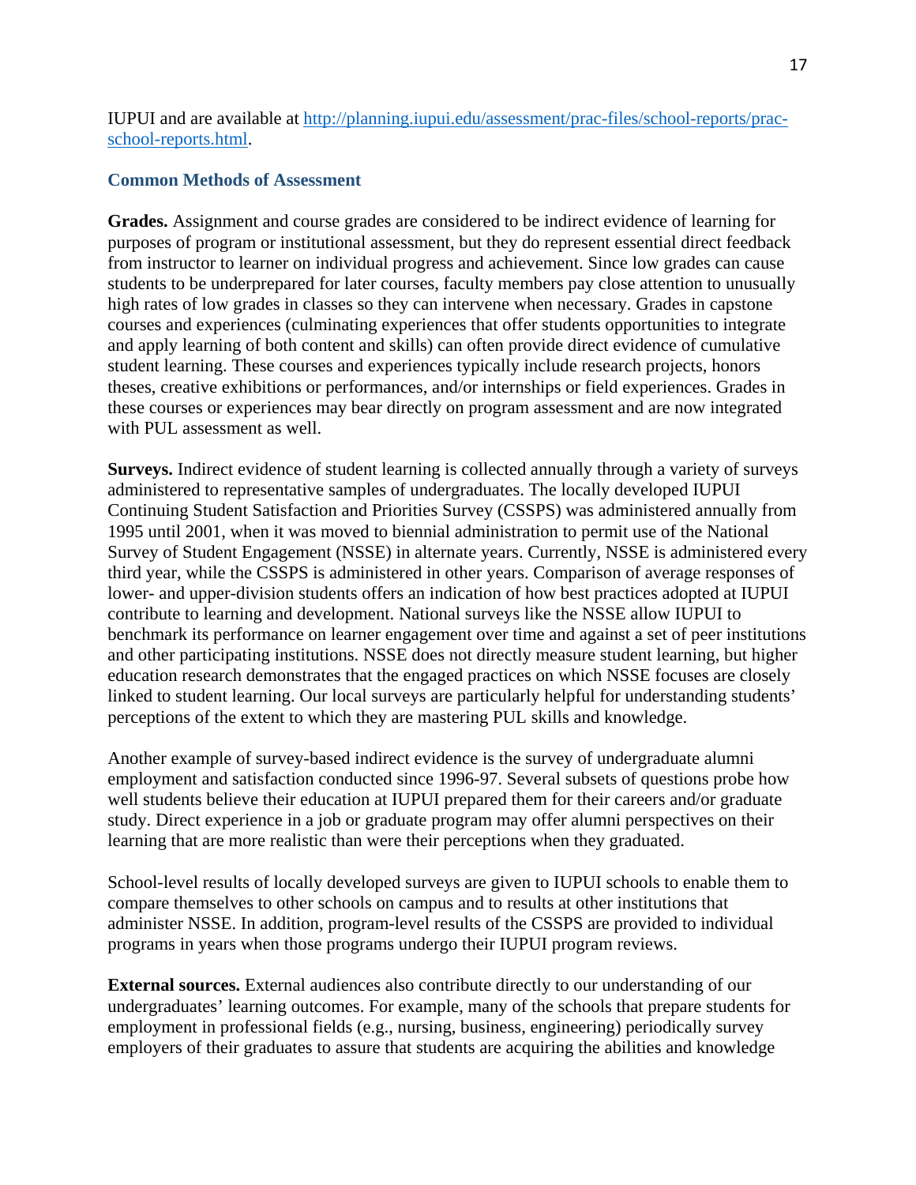IUPUI and are available at [http://planning.iupui.edu/assessment/prac-files/school-reports/prac-school-reports.html](http://planning.iupui.edu/assessment/prac-files/school-reports/prac-school-reports.html).

### Common Methods of Assessment

**Grades.** Assignment and course grades are considered to be indirect evidence of learning for purposes of program or institutional assessment, but they do represent essential direct feedback from instructor to learner on individual progress and achievement. Since low grades can cause students to be underprepared for later courses, faculty members pay close attention to unusually high rates of low grades in classes so they can intervene when necessary. Grades in capstone courses and experiences (culminating experiences that offer students opportunities to integrate and apply learning of both content and skills) can often provide direct evidence of cumulative student learning. These courses and experiences typically include research projects, honors theses, creative exhibitions or performances, and/or internships or field experiences. Grades in these courses or experiences may bear directly on program assessment and are now integrated with PUL assessment as well.

**Surveys.** Indirect evidence of student learning is collected annually through a variety of surveys administered to representative samples of undergraduates. The locally developed IUPUI Continuing Student Satisfaction and Priorities Survey (CSSPS) was administered annually from 1995 until 2001, when it was moved to biennial administration to permit use of the National Survey of Student Engagement (NSSE) in alternate years. Currently, NSSE is administered every third year, while the CSSPS is administered in other years. Comparison of average responses of lower- and upper-division students offers an indication of how best practices adopted at IUPUI contribute to learning and development. National surveys like the NSSE allow IUPUI to benchmark its performance on learner engagement over time and against a set of peer institutions and other participating institutions. NSSE does not directly measure student learning, but higher education research demonstrates that the engaged practices on which NSSE focuses are closely linked to student learning. Our local surveys are particularly helpful for understanding students' perceptions of the extent to which they are mastering PUL skills and knowledge.

Another example of survey-based indirect evidence is the survey of undergraduate alumni employment and satisfaction conducted since 1996-97. Several subsets of questions probe how well students believe their education at IUPUI prepared them for their careers and/or graduate study. Direct experience in a job or graduate program may offer alumni perspectives on their learning that are more realistic than were their perceptions when they graduated.

School-level results of locally developed surveys are given to IUPUI schools to enable them to compare themselves to other schools on campus and to results at other institutions that administer NSSE. In addition, program-level results of the CSSPS are provided to individual programs in years when those programs undergo their IUPUI program reviews.

**External sources.** External audiences also contribute directly to our understanding of our undergraduates' learning outcomes. For example, many of the schools that prepare students for employment in professional fields (e.g., nursing, business, engineering) periodically survey employers of their graduates to assure that students are acquiring the abilities and knowledge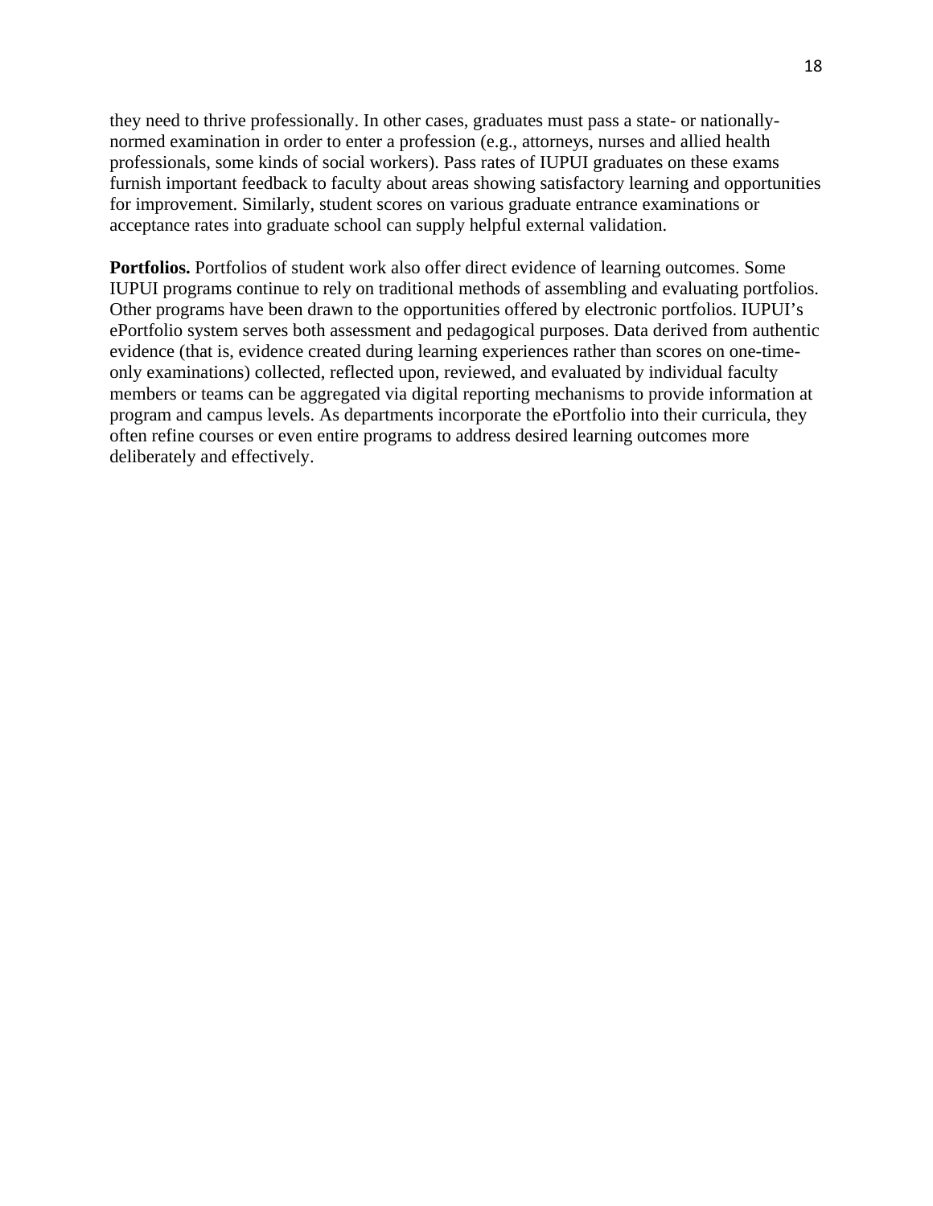they need to thrive professionally. In other cases, graduates must pass a state- or nationally-normed examination in order to enter a profession (e.g., attorneys, nurses and allied health professionals, some kinds of social workers). Pass rates of IUPUI graduates on these exams furnish important feedback to faculty about areas showing satisfactory learning and opportunities for improvement. Similarly, student scores on various graduate entrance examinations or acceptance rates into graduate school can supply helpful external validation.

**Portfolios.** Portfolios of student work also offer direct evidence of learning outcomes. Some IUPUI programs continue to rely on traditional methods of assembling and evaluating portfolios. Other programs have been drawn to the opportunities offered by electronic portfolios. IUPUI's ePortfolio system serves both assessment and pedagogical purposes. Data derived from authentic evidence (that is, evidence created during learning experiences rather than scores on one-time-only examinations) collected, reflected upon, reviewed, and evaluated by individual faculty members or teams can be aggregated via digital reporting mechanisms to provide information at program and campus levels. As departments incorporate the ePortfolio into their curricula, they often refine courses or even entire programs to address desired learning outcomes more deliberately and effectively.